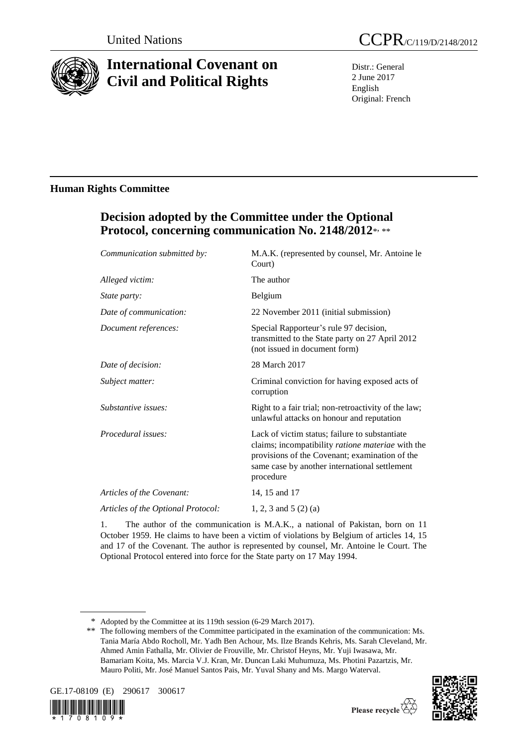United Nations CCPR/C/119/D/2148/2012

# International Covenant on Civil and Political Rights

Distr.: General
2 June 2017
English
Original: French

## Human Rights Committee

### Decision adopted by the Committee under the Optional Protocol, concerning communication No. 2148/2012[*, **]

| | |
|---|---|
| *Communication submitted by:* | M.A.K. (represented by counsel, Mr. Antoine le Court) |
| *Alleged victim:* | The author |
| *State party:* | Belgium |
| *Date of communication:* | 22 November 2011 (initial submission) |
| *Document references:* | Special Rapporteur's rule 97 decision, transmitted to the State party on 27 April 2012 (not issued in document form) |
| *Date of decision:* | 28 March 2017 |
| *Subject matter:* | Criminal conviction for having exposed acts of corruption |
| *Substantive issues:* | Right to a fair trial; non-retroactivity of the law; unlawful attacks on honour and reputation |
| *Procedural issues:* | Lack of victim status; failure to substantiate claims; incompatibility *ratione materiae* with the provisions of the Covenant; examination of the same case by another international settlement procedure |
| *Articles of the Covenant:* | 14, 15 and 17 |
| *Articles of the Optional Protocol:* | 1, 2, 3 and 5 (2) (a) |

1. The author of the communication is M.A.K., a national of Pakistan, born on 11 October 1959. He claims to have been a victim of violations by Belgium of articles 14, 15 and 17 of the Covenant. The author is represented by counsel, Mr. Antoine le Court. The Optional Protocol entered into force for the State party on 17 May 1994.

---

\* Adopted by the Committee at its 119th session (6-29 March 2017).

\*\* The following members of the Committee participated in the examination of the communication: Ms. Tania María Abdo Rocholl, Mr. Yadh Ben Achour, Ms. Ilze Brands Kehris, Ms. Sarah Cleveland, Mr. Ahmed Amin Fathalla, Mr. Olivier de Frouville, Mr. Christof Heyns, Mr. Yuji Iwasawa, Mr. Bamariam Koita, Ms. Marcia V.J. Kran, Mr. Duncan Laki Muhumuza, Ms. Photini Pazartzis, Mr. Mauro Politi, Mr. José Manuel Santos Pais, Mr. Yuval Shany and Ms. Margo Waterval.

GE.17-08109 (E) 290617 300617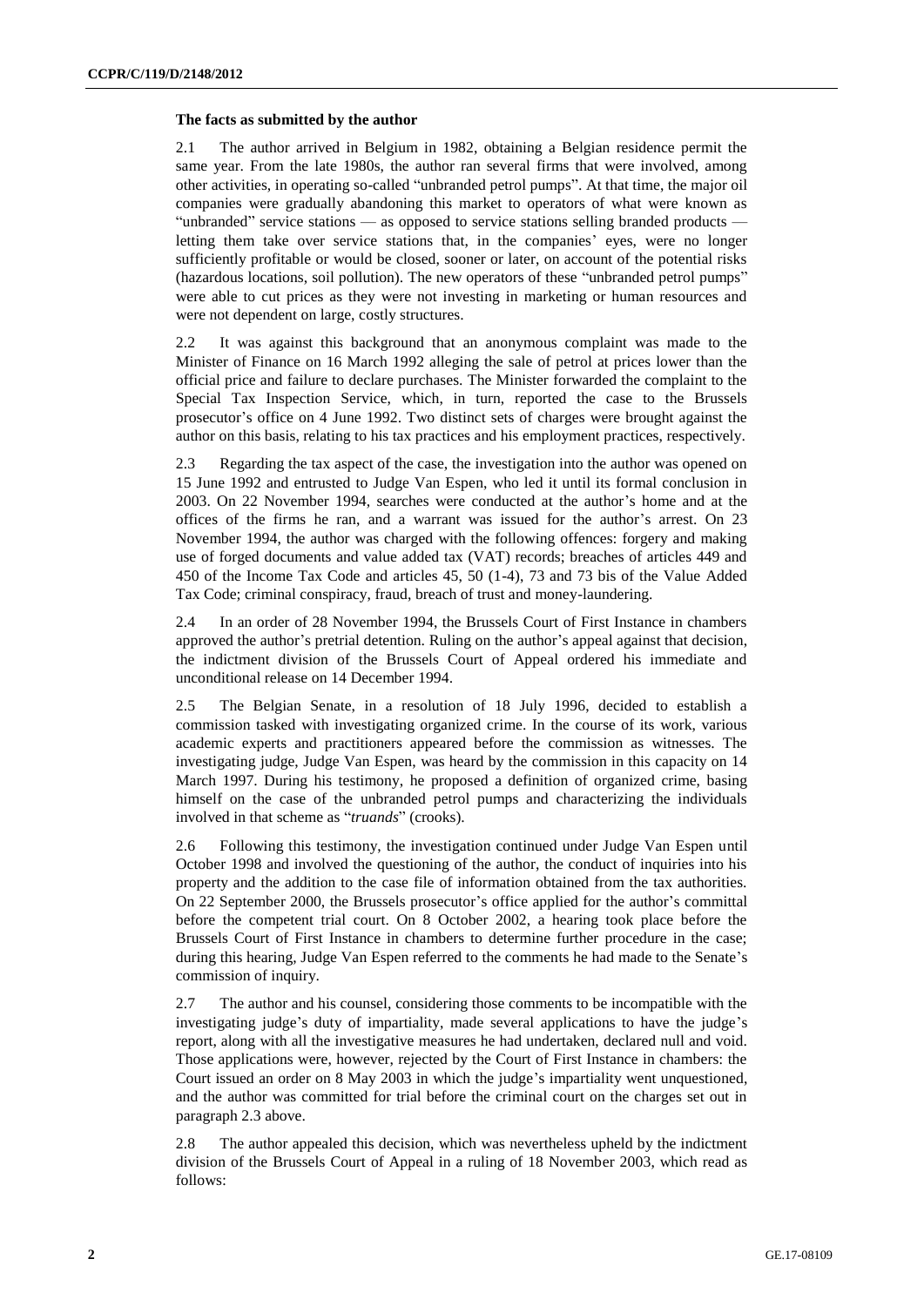### The facts as submitted by the author

2.1 The author arrived in Belgium in 1982, obtaining a Belgian residence permit the same year. From the late 1980s, the author ran several firms that were involved, among other activities, in operating so-called "unbranded petrol pumps". At that time, the major oil companies were gradually abandoning this market to operators of what were known as "unbranded" service stations — as opposed to service stations selling branded products — letting them take over service stations that, in the companies' eyes, were no longer sufficiently profitable or would be closed, sooner or later, on account of the potential risks (hazardous locations, soil pollution). The new operators of these "unbranded petrol pumps" were able to cut prices as they were not investing in marketing or human resources and were not dependent on large, costly structures.

2.2 It was against this background that an anonymous complaint was made to the Minister of Finance on 16 March 1992 alleging the sale of petrol at prices lower than the official price and failure to declare purchases. The Minister forwarded the complaint to the Special Tax Inspection Service, which, in turn, reported the case to the Brussels prosecutor's office on 4 June 1992. Two distinct sets of charges were brought against the author on this basis, relating to his tax practices and his employment practices, respectively.

2.3 Regarding the tax aspect of the case, the investigation into the author was opened on 15 June 1992 and entrusted to Judge Van Espen, who led it until its formal conclusion in 2003. On 22 November 1994, searches were conducted at the author's home and at the offices of the firms he ran, and a warrant was issued for the author's arrest. On 23 November 1994, the author was charged with the following offences: forgery and making use of forged documents and value added tax (VAT) records; breaches of articles 449 and 450 of the Income Tax Code and articles 45, 50 (1-4), 73 and 73 bis of the Value Added Tax Code; criminal conspiracy, fraud, breach of trust and money-laundering.

2.4 In an order of 28 November 1994, the Brussels Court of First Instance in chambers approved the author's pretrial detention. Ruling on the author's appeal against that decision, the indictment division of the Brussels Court of Appeal ordered his immediate and unconditional release on 14 December 1994.

2.5 The Belgian Senate, in a resolution of 18 July 1996, decided to establish a commission tasked with investigating organized crime. In the course of its work, various academic experts and practitioners appeared before the commission as witnesses. The investigating judge, Judge Van Espen, was heard by the commission in this capacity on 14 March 1997. During his testimony, he proposed a definition of organized crime, basing himself on the case of the unbranded petrol pumps and characterizing the individuals involved in that scheme as "*truands*" (crooks).

2.6 Following this testimony, the investigation continued under Judge Van Espen until October 1998 and involved the questioning of the author, the conduct of inquiries into his property and the addition to the case file of information obtained from the tax authorities. On 22 September 2000, the Brussels prosecutor's office applied for the author's committal before the competent trial court. On 8 October 2002, a hearing took place before the Brussels Court of First Instance in chambers to determine further procedure in the case; during this hearing, Judge Van Espen referred to the comments he had made to the Senate's commission of inquiry.

2.7 The author and his counsel, considering those comments to be incompatible with the investigating judge's duty of impartiality, made several applications to have the judge's report, along with all the investigative measures he had undertaken, declared null and void. Those applications were, however, rejected by the Court of First Instance in chambers: the Court issued an order on 8 May 2003 in which the judge's impartiality went unquestioned, and the author was committed for trial before the criminal court on the charges set out in paragraph 2.3 above.

2.8 The author appealed this decision, which was nevertheless upheld by the indictment division of the Brussels Court of Appeal in a ruling of 18 November 2003, which read as follows: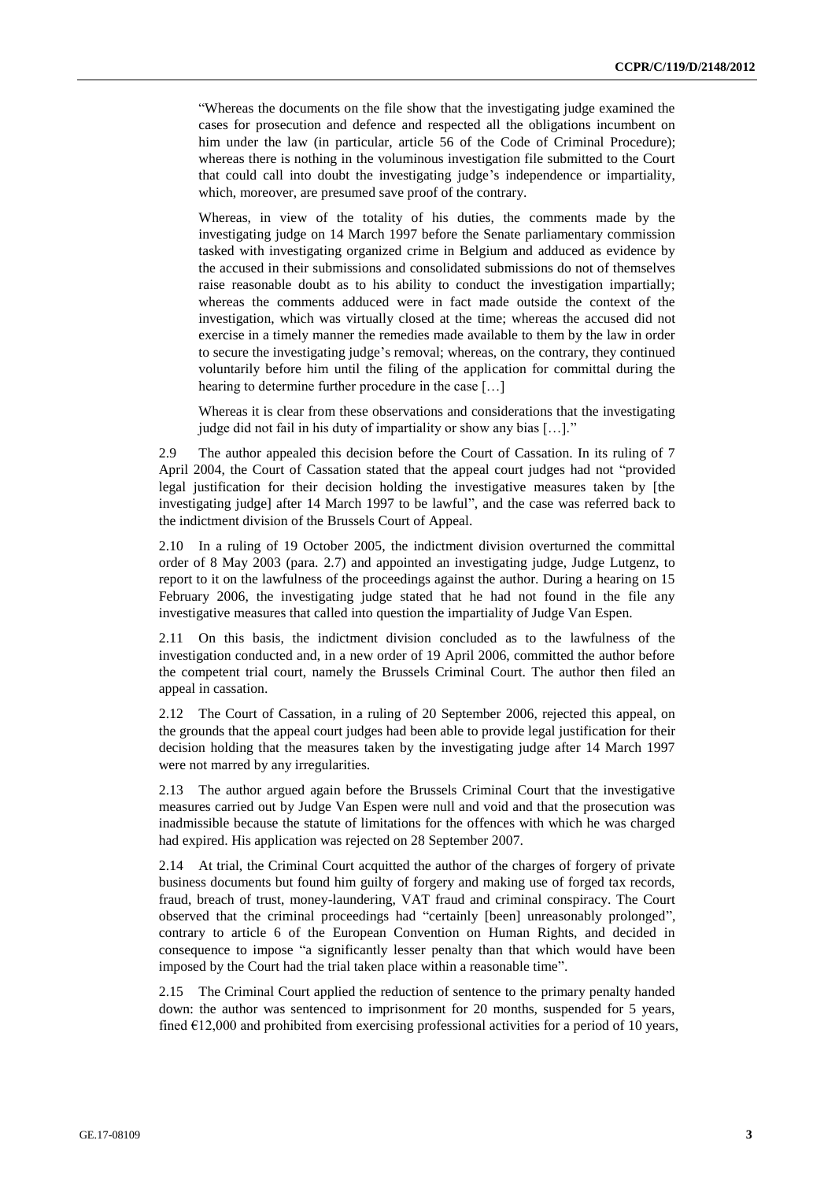"Whereas the documents on the file show that the investigating judge examined the cases for prosecution and defence and respected all the obligations incumbent on him under the law (in particular, article 56 of the Code of Criminal Procedure); whereas there is nothing in the voluminous investigation file submitted to the Court that could call into doubt the investigating judge's independence or impartiality, which, moreover, are presumed save proof of the contrary.

Whereas, in view of the totality of his duties, the comments made by the investigating judge on 14 March 1997 before the Senate parliamentary commission tasked with investigating organized crime in Belgium and adduced as evidence by the accused in their submissions and consolidated submissions do not of themselves raise reasonable doubt as to his ability to conduct the investigation impartially; whereas the comments adduced were in fact made outside the context of the investigation, which was virtually closed at the time; whereas the accused did not exercise in a timely manner the remedies made available to them by the law in order to secure the investigating judge's removal; whereas, on the contrary, they continued voluntarily before him until the filing of the application for committal during the hearing to determine further procedure in the case […]

Whereas it is clear from these observations and considerations that the investigating judge did not fail in his duty of impartiality or show any bias […]."

2.9 The author appealed this decision before the Court of Cassation. In its ruling of 7 April 2004, the Court of Cassation stated that the appeal court judges had not "provided legal justification for their decision holding the investigative measures taken by [the investigating judge] after 14 March 1997 to be lawful", and the case was referred back to the indictment division of the Brussels Court of Appeal.

2.10 In a ruling of 19 October 2005, the indictment division overturned the committal order of 8 May 2003 (para. 2.7) and appointed an investigating judge, Judge Lutgenz, to report to it on the lawfulness of the proceedings against the author. During a hearing on 15 February 2006, the investigating judge stated that he had not found in the file any investigative measures that called into question the impartiality of Judge Van Espen.

2.11 On this basis, the indictment division concluded as to the lawfulness of the investigation conducted and, in a new order of 19 April 2006, committed the author before the competent trial court, namely the Brussels Criminal Court. The author then filed an appeal in cassation.

2.12 The Court of Cassation, in a ruling of 20 September 2006, rejected this appeal, on the grounds that the appeal court judges had been able to provide legal justification for their decision holding that the measures taken by the investigating judge after 14 March 1997 were not marred by any irregularities.

2.13 The author argued again before the Brussels Criminal Court that the investigative measures carried out by Judge Van Espen were null and void and that the prosecution was inadmissible because the statute of limitations for the offences with which he was charged had expired. His application was rejected on 28 September 2007.

2.14 At trial, the Criminal Court acquitted the author of the charges of forgery of private business documents but found him guilty of forgery and making use of forged tax records, fraud, breach of trust, money-laundering, VAT fraud and criminal conspiracy. The Court observed that the criminal proceedings had "certainly [been] unreasonably prolonged", contrary to article 6 of the European Convention on Human Rights, and decided in consequence to impose "a significantly lesser penalty than that which would have been imposed by the Court had the trial taken place within a reasonable time".

2.15 The Criminal Court applied the reduction of sentence to the primary penalty handed down: the author was sentenced to imprisonment for 20 months, suspended for 5 years, fined €12,000 and prohibited from exercising professional activities for a period of 10 years,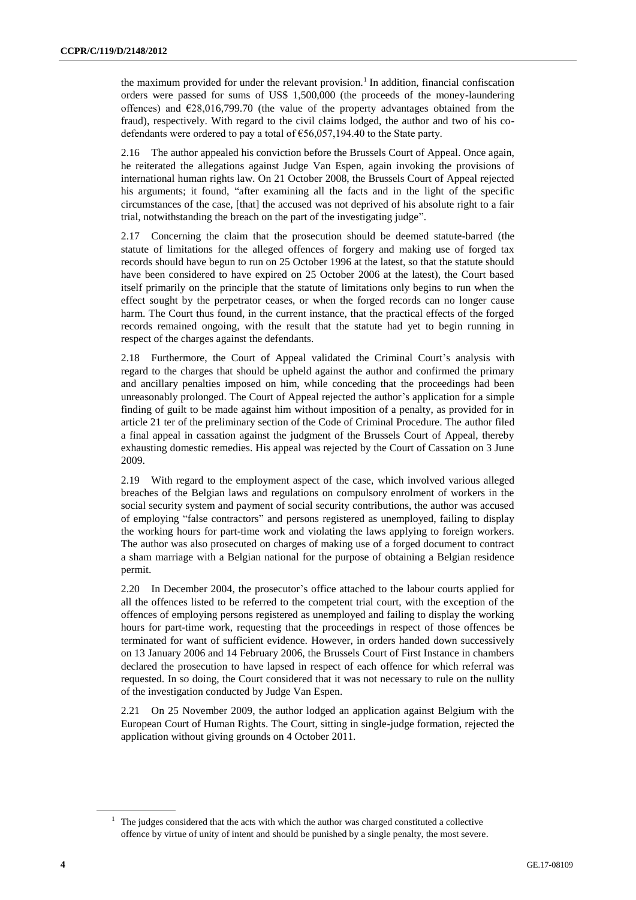the maximum provided for under the relevant provision.[1] In addition, financial confiscation orders were passed for sums of US$ 1,500,000 (the proceeds of the money-laundering offences) and €28,016,799.70 (the value of the property advantages obtained from the fraud), respectively. With regard to the civil claims lodged, the author and two of his co-defendants were ordered to pay a total of €56,057,194.40 to the State party.

2.16 The author appealed his conviction before the Brussels Court of Appeal. Once again, he reiterated the allegations against Judge Van Espen, again invoking the provisions of international human rights law. On 21 October 2008, the Brussels Court of Appeal rejected his arguments; it found, "after examining all the facts and in the light of the specific circumstances of the case, [that] the accused was not deprived of his absolute right to a fair trial, notwithstanding the breach on the part of the investigating judge".

2.17 Concerning the claim that the prosecution should be deemed statute-barred (the statute of limitations for the alleged offences of forgery and making use of forged tax records should have begun to run on 25 October 1996 at the latest, so that the statute should have been considered to have expired on 25 October 2006 at the latest), the Court based itself primarily on the principle that the statute of limitations only begins to run when the effect sought by the perpetrator ceases, or when the forged records can no longer cause harm. The Court thus found, in the current instance, that the practical effects of the forged records remained ongoing, with the result that the statute had yet to begin running in respect of the charges against the defendants.

2.18 Furthermore, the Court of Appeal validated the Criminal Court's analysis with regard to the charges that should be upheld against the author and confirmed the primary and ancillary penalties imposed on him, while conceding that the proceedings had been unreasonably prolonged. The Court of Appeal rejected the author's application for a simple finding of guilt to be made against him without imposition of a penalty, as provided for in article 21 ter of the preliminary section of the Code of Criminal Procedure. The author filed a final appeal in cassation against the judgment of the Brussels Court of Appeal, thereby exhausting domestic remedies. His appeal was rejected by the Court of Cassation on 3 June 2009.

2.19 With regard to the employment aspect of the case, which involved various alleged breaches of the Belgian laws and regulations on compulsory enrolment of workers in the social security system and payment of social security contributions, the author was accused of employing "false contractors" and persons registered as unemployed, failing to display the working hours for part-time work and violating the laws applying to foreign workers. The author was also prosecuted on charges of making use of a forged document to contract a sham marriage with a Belgian national for the purpose of obtaining a Belgian residence permit.

2.20 In December 2004, the prosecutor's office attached to the labour courts applied for all the offences listed to be referred to the competent trial court, with the exception of the offences of employing persons registered as unemployed and failing to display the working hours for part-time work, requesting that the proceedings in respect of those offences be terminated for want of sufficient evidence. However, in orders handed down successively on 13 January 2006 and 14 February 2006, the Brussels Court of First Instance in chambers declared the prosecution to have lapsed in respect of each offence for which referral was requested. In so doing, the Court considered that it was not necessary to rule on the nullity of the investigation conducted by Judge Van Espen.

2.21 On 25 November 2009, the author lodged an application against Belgium with the European Court of Human Rights. The Court, sitting in single-judge formation, rejected the application without giving grounds on 4 October 2011.

[1] The judges considered that the acts with which the author was charged constituted a collective offence by virtue of unity of intent and should be punished by a single penalty, the most severe.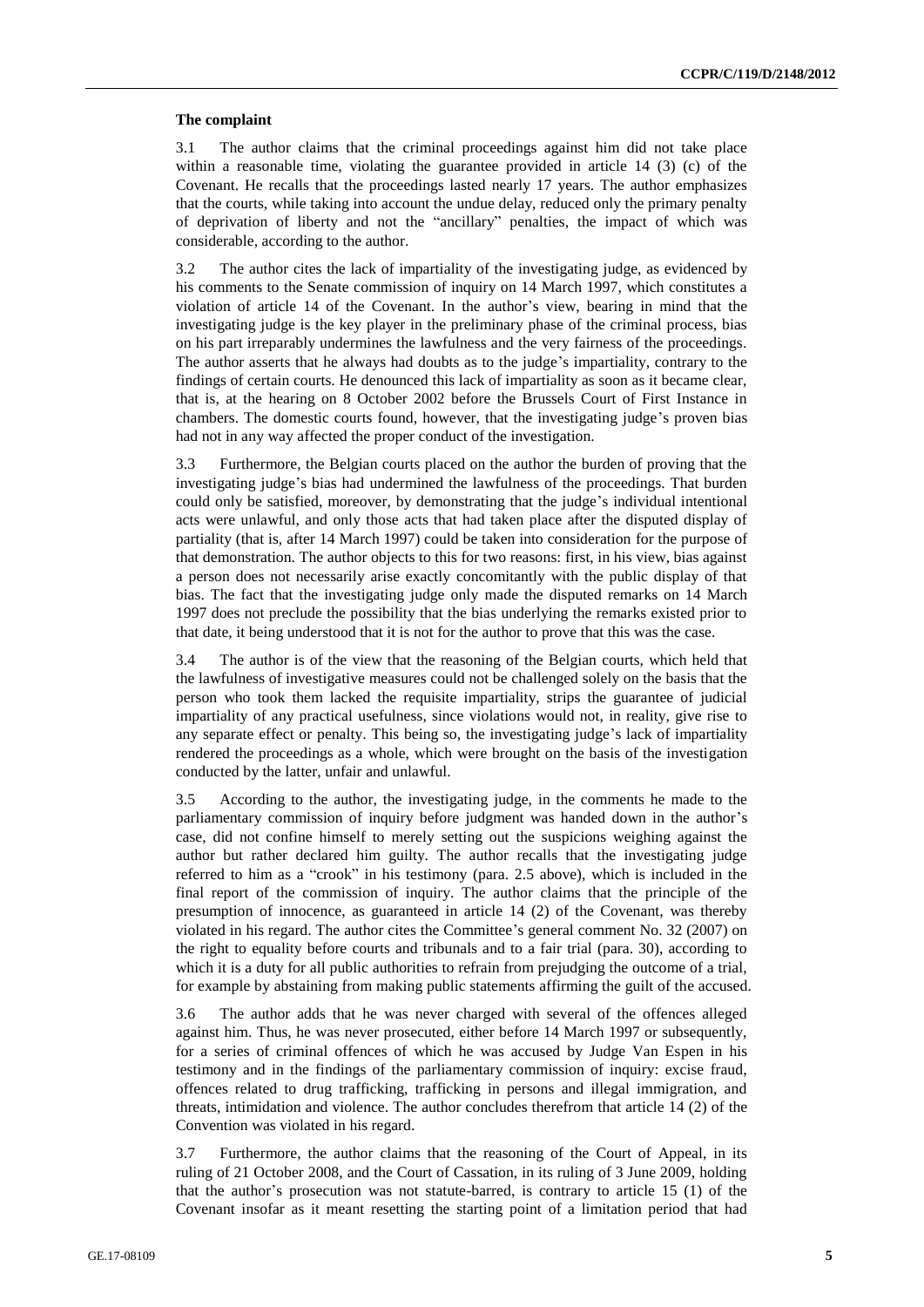### The complaint

3.1 The author claims that the criminal proceedings against him did not take place within a reasonable time, violating the guarantee provided in article 14 (3) (c) of the Covenant. He recalls that the proceedings lasted nearly 17 years. The author emphasizes that the courts, while taking into account the undue delay, reduced only the primary penalty of deprivation of liberty and not the "ancillary" penalties, the impact of which was considerable, according to the author.

3.2 The author cites the lack of impartiality of the investigating judge, as evidenced by his comments to the Senate commission of inquiry on 14 March 1997, which constitutes a violation of article 14 of the Covenant. In the author's view, bearing in mind that the investigating judge is the key player in the preliminary phase of the criminal process, bias on his part irreparably undermines the lawfulness and the very fairness of the proceedings. The author asserts that he always had doubts as to the judge's impartiality, contrary to the findings of certain courts. He denounced this lack of impartiality as soon as it became clear, that is, at the hearing on 8 October 2002 before the Brussels Court of First Instance in chambers. The domestic courts found, however, that the investigating judge's proven bias had not in any way affected the proper conduct of the investigation.

3.3 Furthermore, the Belgian courts placed on the author the burden of proving that the investigating judge's bias had undermined the lawfulness of the proceedings. That burden could only be satisfied, moreover, by demonstrating that the judge's individual intentional acts were unlawful, and only those acts that had taken place after the disputed display of partiality (that is, after 14 March 1997) could be taken into consideration for the purpose of that demonstration. The author objects to this for two reasons: first, in his view, bias against a person does not necessarily arise exactly concomitantly with the public display of that bias. The fact that the investigating judge only made the disputed remarks on 14 March 1997 does not preclude the possibility that the bias underlying the remarks existed prior to that date, it being understood that it is not for the author to prove that this was the case.

3.4 The author is of the view that the reasoning of the Belgian courts, which held that the lawfulness of investigative measures could not be challenged solely on the basis that the person who took them lacked the requisite impartiality, strips the guarantee of judicial impartiality of any practical usefulness, since violations would not, in reality, give rise to any separate effect or penalty. This being so, the investigating judge's lack of impartiality rendered the proceedings as a whole, which were brought on the basis of the investigation conducted by the latter, unfair and unlawful.

3.5 According to the author, the investigating judge, in the comments he made to the parliamentary commission of inquiry before judgment was handed down in the author's case, did not confine himself to merely setting out the suspicions weighing against the author but rather declared him guilty. The author recalls that the investigating judge referred to him as a "crook" in his testimony (para. 2.5 above), which is included in the final report of the commission of inquiry. The author claims that the principle of the presumption of innocence, as guaranteed in article 14 (2) of the Covenant, was thereby violated in his regard. The author cites the Committee's general comment No. 32 (2007) on the right to equality before courts and tribunals and to a fair trial (para. 30), according to which it is a duty for all public authorities to refrain from prejudging the outcome of a trial, for example by abstaining from making public statements affirming the guilt of the accused.

3.6 The author adds that he was never charged with several of the offences alleged against him. Thus, he was never prosecuted, either before 14 March 1997 or subsequently, for a series of criminal offences of which he was accused by Judge Van Espen in his testimony and in the findings of the parliamentary commission of inquiry: excise fraud, offences related to drug trafficking, trafficking in persons and illegal immigration, and threats, intimidation and violence. The author concludes therefrom that article 14 (2) of the Convention was violated in his regard.

3.7 Furthermore, the author claims that the reasoning of the Court of Appeal, in its ruling of 21 October 2008, and the Court of Cassation, in its ruling of 3 June 2009, holding that the author's prosecution was not statute-barred, is contrary to article 15 (1) of the Covenant insofar as it meant resetting the starting point of a limitation period that had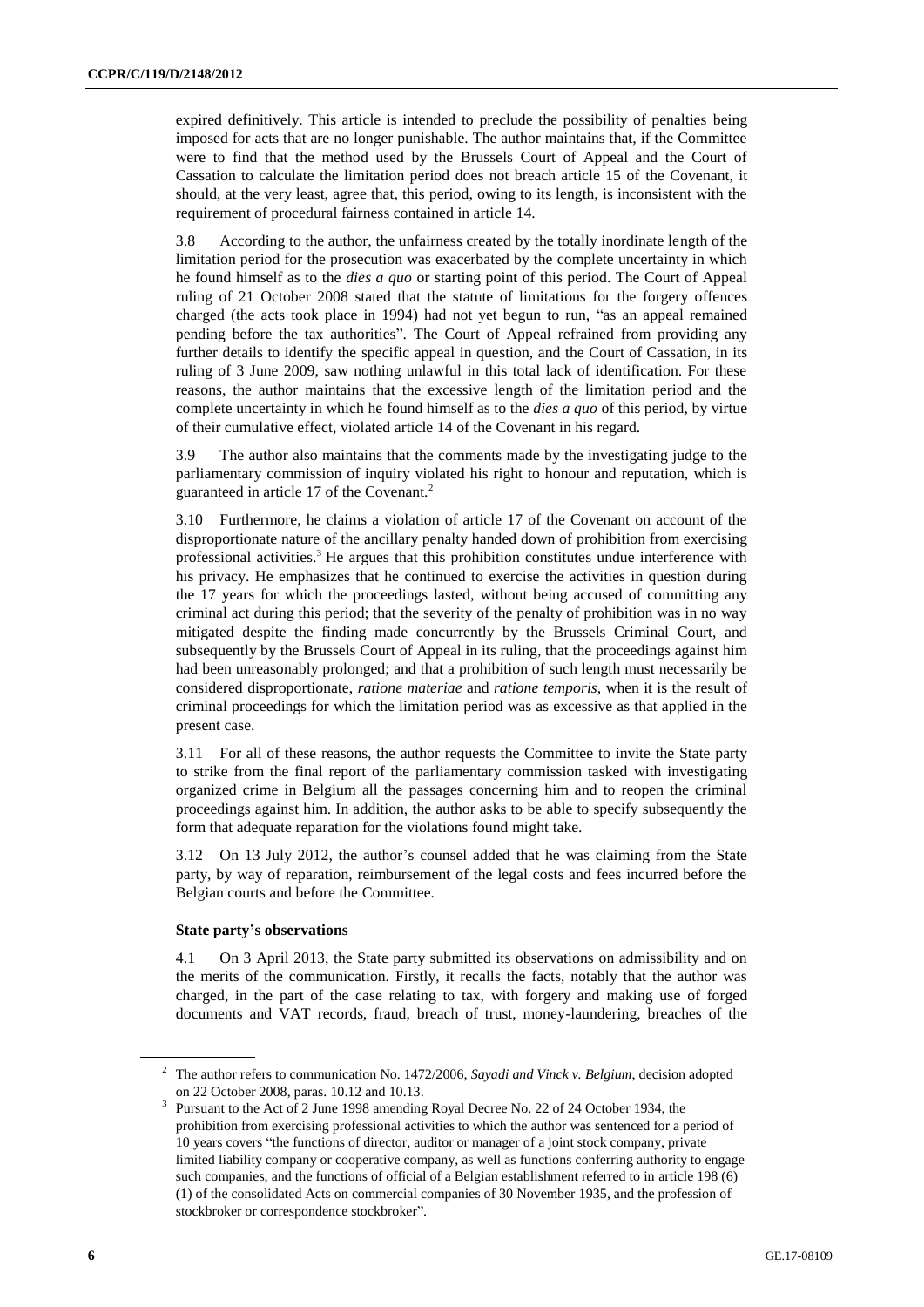expired definitively. This article is intended to preclude the possibility of penalties being imposed for acts that are no longer punishable. The author maintains that, if the Committee were to find that the method used by the Brussels Court of Appeal and the Court of Cassation to calculate the limitation period does not breach article 15 of the Covenant, it should, at the very least, agree that, this period, owing to its length, is inconsistent with the requirement of procedural fairness contained in article 14.

3.8 According to the author, the unfairness created by the totally inordinate length of the limitation period for the prosecution was exacerbated by the complete uncertainty in which he found himself as to the *dies a quo* or starting point of this period. The Court of Appeal ruling of 21 October 2008 stated that the statute of limitations for the forgery offences charged (the acts took place in 1994) had not yet begun to run, "as an appeal remained pending before the tax authorities". The Court of Appeal refrained from providing any further details to identify the specific appeal in question, and the Court of Cassation, in its ruling of 3 June 2009, saw nothing unlawful in this total lack of identification. For these reasons, the author maintains that the excessive length of the limitation period and the complete uncertainty in which he found himself as to the *dies a quo* of this period, by virtue of their cumulative effect, violated article 14 of the Covenant in his regard.

3.9 The author also maintains that the comments made by the investigating judge to the parliamentary commission of inquiry violated his right to honour and reputation, which is guaranteed in article 17 of the Covenant.[2]

3.10 Furthermore, he claims a violation of article 17 of the Covenant on account of the disproportionate nature of the ancillary penalty handed down of prohibition from exercising professional activities.[3] He argues that this prohibition constitutes undue interference with his privacy. He emphasizes that he continued to exercise the activities in question during the 17 years for which the proceedings lasted, without being accused of committing any criminal act during this period; that the severity of the penalty of prohibition was in no way mitigated despite the finding made concurrently by the Brussels Criminal Court, and subsequently by the Brussels Court of Appeal in its ruling, that the proceedings against him had been unreasonably prolonged; and that a prohibition of such length must necessarily be considered disproportionate, *ratione materiae* and *ratione temporis*, when it is the result of criminal proceedings for which the limitation period was as excessive as that applied in the present case.

3.11 For all of these reasons, the author requests the Committee to invite the State party to strike from the final report of the parliamentary commission tasked with investigating organized crime in Belgium all the passages concerning him and to reopen the criminal proceedings against him. In addition, the author asks to be able to specify subsequently the form that adequate reparation for the violations found might take.

3.12 On 13 July 2012, the author's counsel added that he was claiming from the State party, by way of reparation, reimbursement of the legal costs and fees incurred before the Belgian courts and before the Committee.

### State party's observations

4.1 On 3 April 2013, the State party submitted its observations on admissibility and on the merits of the communication. Firstly, it recalls the facts, notably that the author was charged, in the part of the case relating to tax, with forgery and making use of forged documents and VAT records, fraud, breach of trust, money-laundering, breaches of the

---

[2] The author refers to communication No. 1472/2006, *Sayadi and Vinck v. Belgium*, decision adopted on 22 October 2008, paras. 10.12 and 10.13.

[3] Pursuant to the Act of 2 June 1998 amending Royal Decree No. 22 of 24 October 1934, the prohibition from exercising professional activities to which the author was sentenced for a period of 10 years covers "the functions of director, auditor or manager of a joint stock company, private limited liability company or cooperative company, as well as functions conferring authority to engage such companies, and the functions of official of a Belgian establishment referred to in article 198 (6) (1) of the consolidated Acts on commercial companies of 30 November 1935, and the profession of stockbroker or correspondence stockbroker".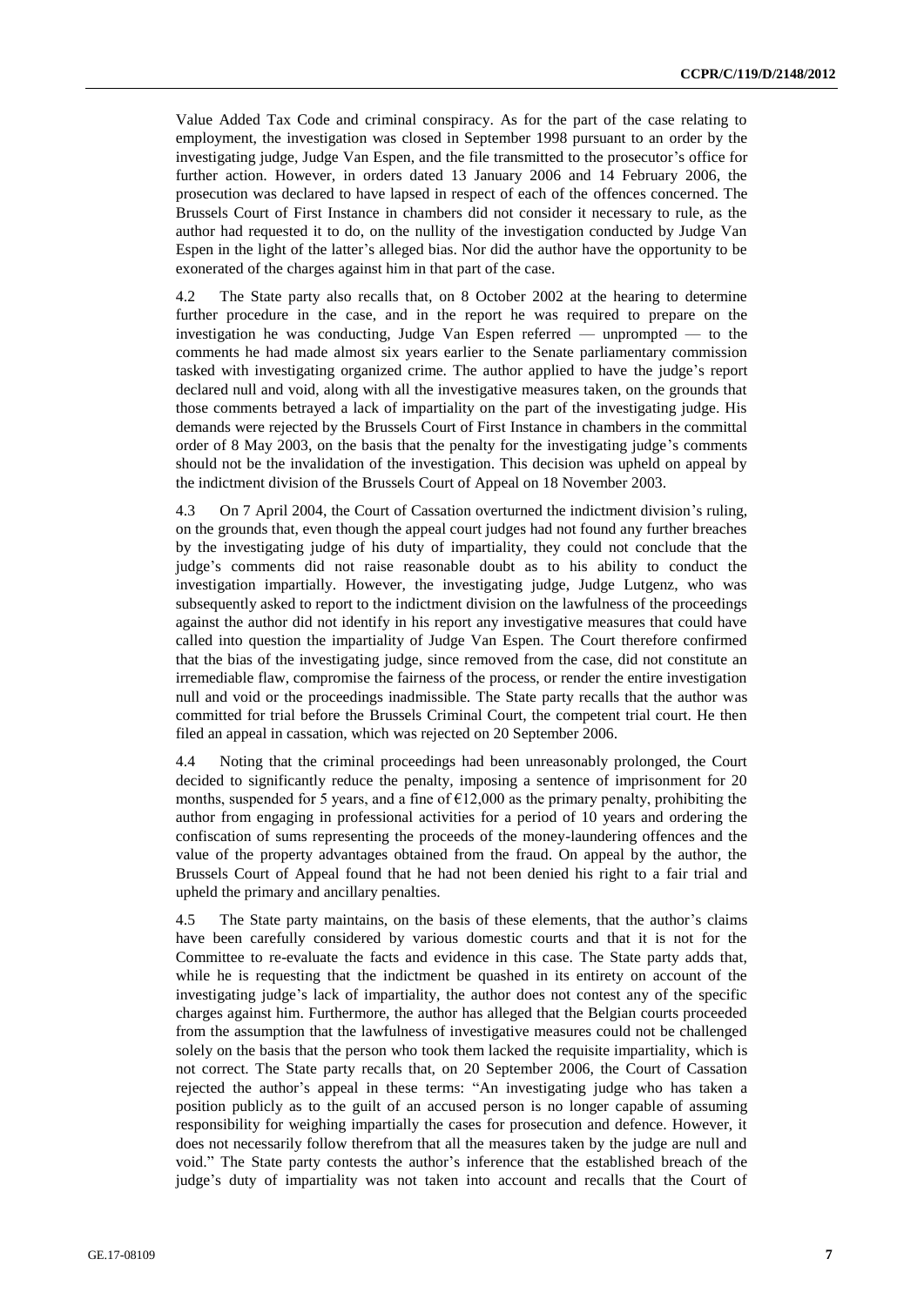Value Added Tax Code and criminal conspiracy. As for the part of the case relating to employment, the investigation was closed in September 1998 pursuant to an order by the investigating judge, Judge Van Espen, and the file transmitted to the prosecutor's office for further action. However, in orders dated 13 January 2006 and 14 February 2006, the prosecution was declared to have lapsed in respect of each of the offences concerned. The Brussels Court of First Instance in chambers did not consider it necessary to rule, as the author had requested it to do, on the nullity of the investigation conducted by Judge Van Espen in the light of the latter's alleged bias. Nor did the author have the opportunity to be exonerated of the charges against him in that part of the case.

4.2 The State party also recalls that, on 8 October 2002 at the hearing to determine further procedure in the case, and in the report he was required to prepare on the investigation he was conducting, Judge Van Espen referred — unprompted — to the comments he had made almost six years earlier to the Senate parliamentary commission tasked with investigating organized crime. The author applied to have the judge's report declared null and void, along with all the investigative measures taken, on the grounds that those comments betrayed a lack of impartiality on the part of the investigating judge. His demands were rejected by the Brussels Court of First Instance in chambers in the committal order of 8 May 2003, on the basis that the penalty for the investigating judge's comments should not be the invalidation of the investigation. This decision was upheld on appeal by the indictment division of the Brussels Court of Appeal on 18 November 2003.

4.3 On 7 April 2004, the Court of Cassation overturned the indictment division's ruling, on the grounds that, even though the appeal court judges had not found any further breaches by the investigating judge of his duty of impartiality, they could not conclude that the judge's comments did not raise reasonable doubt as to his ability to conduct the investigation impartially. However, the investigating judge, Judge Lutgenz, who was subsequently asked to report to the indictment division on the lawfulness of the proceedings against the author did not identify in his report any investigative measures that could have called into question the impartiality of Judge Van Espen. The Court therefore confirmed that the bias of the investigating judge, since removed from the case, did not constitute an irremediable flaw, compromise the fairness of the process, or render the entire investigation null and void or the proceedings inadmissible. The State party recalls that the author was committed for trial before the Brussels Criminal Court, the competent trial court. He then filed an appeal in cassation, which was rejected on 20 September 2006.

4.4 Noting that the criminal proceedings had been unreasonably prolonged, the Court decided to significantly reduce the penalty, imposing a sentence of imprisonment for 20 months, suspended for 5 years, and a fine of €12,000 as the primary penalty, prohibiting the author from engaging in professional activities for a period of 10 years and ordering the confiscation of sums representing the proceeds of the money-laundering offences and the value of the property advantages obtained from the fraud. On appeal by the author, the Brussels Court of Appeal found that he had not been denied his right to a fair trial and upheld the primary and ancillary penalties.

4.5 The State party maintains, on the basis of these elements, that the author's claims have been carefully considered by various domestic courts and that it is not for the Committee to re-evaluate the facts and evidence in this case. The State party adds that, while he is requesting that the indictment be quashed in its entirety on account of the investigating judge's lack of impartiality, the author does not contest any of the specific charges against him. Furthermore, the author has alleged that the Belgian courts proceeded from the assumption that the lawfulness of investigative measures could not be challenged solely on the basis that the person who took them lacked the requisite impartiality, which is not correct. The State party recalls that, on 20 September 2006, the Court of Cassation rejected the author's appeal in these terms: "An investigating judge who has taken a position publicly as to the guilt of an accused person is no longer capable of assuming responsibility for weighing impartially the cases for prosecution and defence. However, it does not necessarily follow therefrom that all the measures taken by the judge are null and void." The State party contests the author's inference that the established breach of the judge's duty of impartiality was not taken into account and recalls that the Court of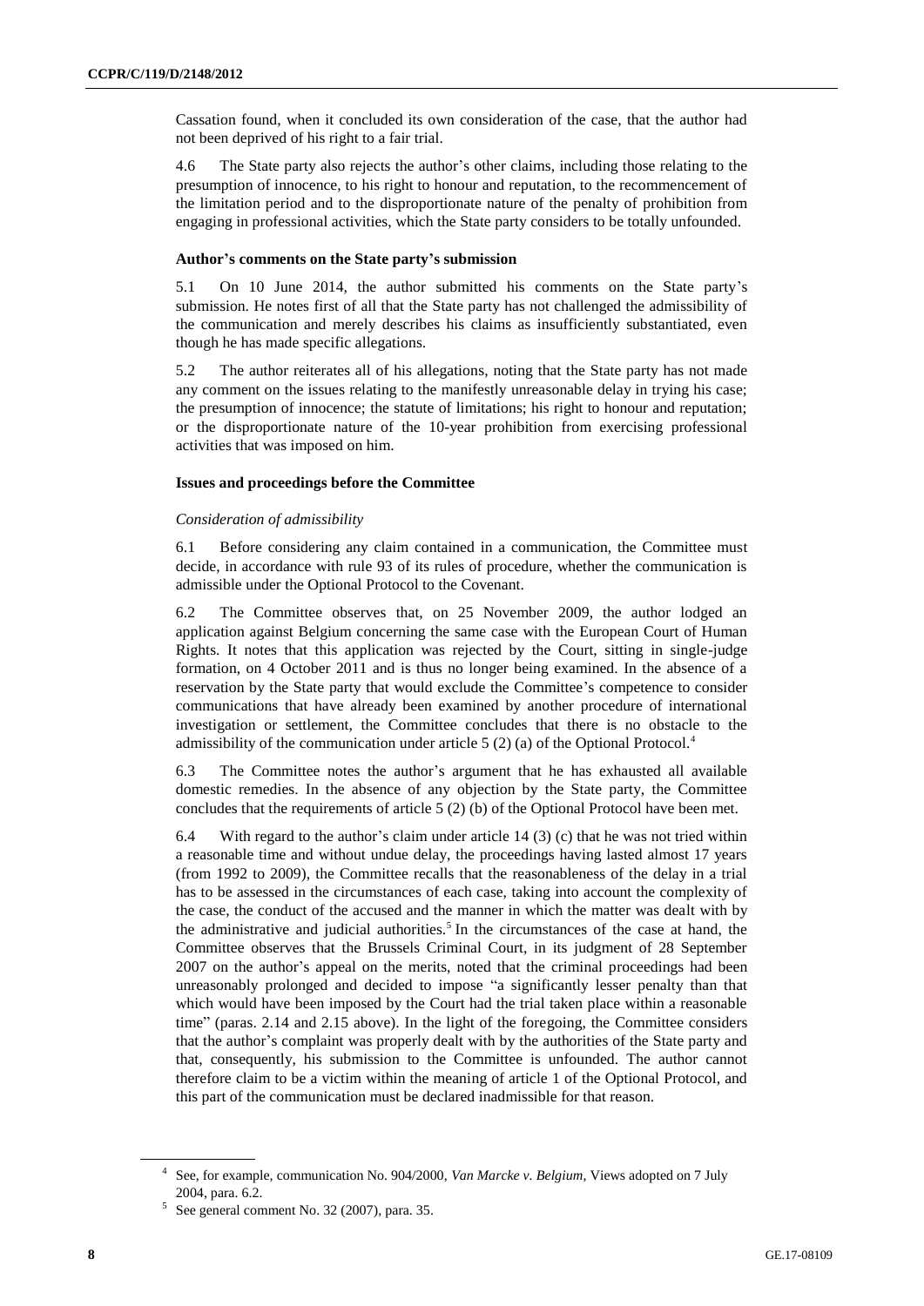Cassation found, when it concluded its own consideration of the case, that the author had not been deprived of his right to a fair trial.

4.6 The State party also rejects the author's other claims, including those relating to the presumption of innocence, to his right to honour and reputation, to the recommencement of the limitation period and to the disproportionate nature of the penalty of prohibition from engaging in professional activities, which the State party considers to be totally unfounded.

### Author's comments on the State party's submission

5.1 On 10 June 2014, the author submitted his comments on the State party's submission. He notes first of all that the State party has not challenged the admissibility of the communication and merely describes his claims as insufficiently substantiated, even though he has made specific allegations.

5.2 The author reiterates all of his allegations, noting that the State party has not made any comment on the issues relating to the manifestly unreasonable delay in trying his case; the presumption of innocence; the statute of limitations; his right to honour and reputation; or the disproportionate nature of the 10-year prohibition from exercising professional activities that was imposed on him.

### Issues and proceedings before the Committee

*Consideration of admissibility*

6.1 Before considering any claim contained in a communication, the Committee must decide, in accordance with rule 93 of its rules of procedure, whether the communication is admissible under the Optional Protocol to the Covenant.

6.2 The Committee observes that, on 25 November 2009, the author lodged an application against Belgium concerning the same case with the European Court of Human Rights. It notes that this application was rejected by the Court, sitting in single-judge formation, on 4 October 2011 and is thus no longer being examined. In the absence of a reservation by the State party that would exclude the Committee's competence to consider communications that have already been examined by another procedure of international investigation or settlement, the Committee concludes that there is no obstacle to the admissibility of the communication under article 5 (2) (a) of the Optional Protocol.[4]

6.3 The Committee notes the author's argument that he has exhausted all available domestic remedies. In the absence of any objection by the State party, the Committee concludes that the requirements of article 5 (2) (b) of the Optional Protocol have been met.

6.4 With regard to the author's claim under article 14 (3) (c) that he was not tried within a reasonable time and without undue delay, the proceedings having lasted almost 17 years (from 1992 to 2009), the Committee recalls that the reasonableness of the delay in a trial has to be assessed in the circumstances of each case, taking into account the complexity of the case, the conduct of the accused and the manner in which the matter was dealt with by the administrative and judicial authorities.[5] In the circumstances of the case at hand, the Committee observes that the Brussels Criminal Court, in its judgment of 28 September 2007 on the author's appeal on the merits, noted that the criminal proceedings had been unreasonably prolonged and decided to impose "a significantly lesser penalty than that which would have been imposed by the Court had the trial taken place within a reasonable time" (paras. 2.14 and 2.15 above). In the light of the foregoing, the Committee considers that the author's complaint was properly dealt with by the authorities of the State party and that, consequently, his submission to the Committee is unfounded. The author cannot therefore claim to be a victim within the meaning of article 1 of the Optional Protocol, and this part of the communication must be declared inadmissible for that reason.

---

[4] See, for example, communication No. 904/2000, *Van Marcke v. Belgium*, Views adopted on 7 July 2004, para. 6.2.

[5] See general comment No. 32 (2007), para. 35.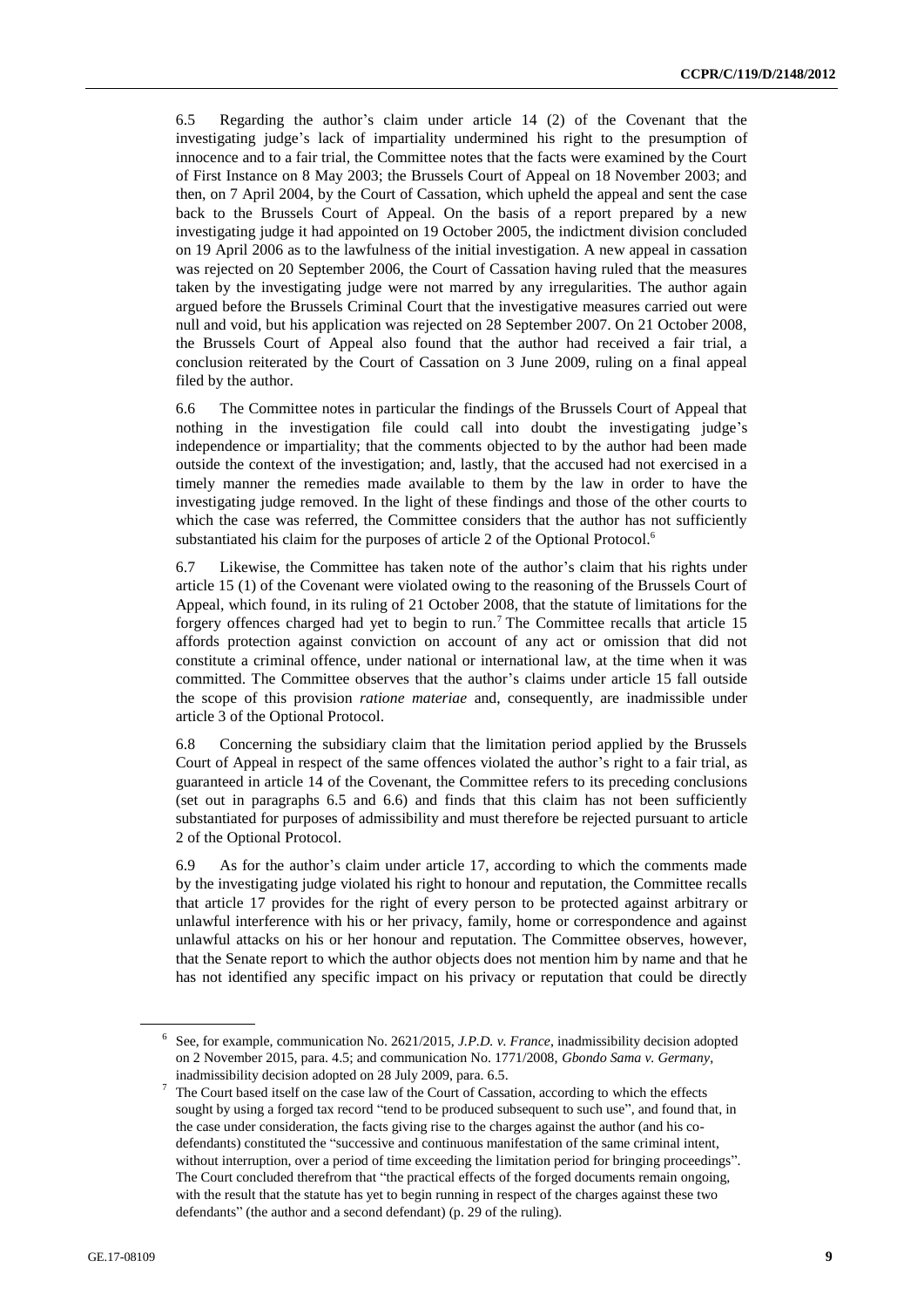6.5 Regarding the author's claim under article 14 (2) of the Covenant that the investigating judge's lack of impartiality undermined his right to the presumption of innocence and to a fair trial, the Committee notes that the facts were examined by the Court of First Instance on 8 May 2003; the Brussels Court of Appeal on 18 November 2003; and then, on 7 April 2004, by the Court of Cassation, which upheld the appeal and sent the case back to the Brussels Court of Appeal. On the basis of a report prepared by a new investigating judge it had appointed on 19 October 2005, the indictment division concluded on 19 April 2006 as to the lawfulness of the initial investigation. A new appeal in cassation was rejected on 20 September 2006, the Court of Cassation having ruled that the measures taken by the investigating judge were not marred by any irregularities. The author again argued before the Brussels Criminal Court that the investigative measures carried out were null and void, but his application was rejected on 28 September 2007. On 21 October 2008, the Brussels Court of Appeal also found that the author had received a fair trial, a conclusion reiterated by the Court of Cassation on 3 June 2009, ruling on a final appeal filed by the author.

6.6 The Committee notes in particular the findings of the Brussels Court of Appeal that nothing in the investigation file could call into doubt the investigating judge's independence or impartiality; that the comments objected to by the author had been made outside the context of the investigation; and, lastly, that the accused had not exercised in a timely manner the remedies made available to them by the law in order to have the investigating judge removed. In the light of these findings and those of the other courts to which the case was referred, the Committee considers that the author has not sufficiently substantiated his claim for the purposes of article 2 of the Optional Protocol.[6]

6.7 Likewise, the Committee has taken note of the author's claim that his rights under article 15 (1) of the Covenant were violated owing to the reasoning of the Brussels Court of Appeal, which found, in its ruling of 21 October 2008, that the statute of limitations for the forgery offences charged had yet to begin to run.[7] The Committee recalls that article 15 affords protection against conviction on account of any act or omission that did not constitute a criminal offence, under national or international law, at the time when it was committed. The Committee observes that the author's claims under article 15 fall outside the scope of this provision *ratione materiae* and, consequently, are inadmissible under article 3 of the Optional Protocol.

6.8 Concerning the subsidiary claim that the limitation period applied by the Brussels Court of Appeal in respect of the same offences violated the author's right to a fair trial, as guaranteed in article 14 of the Covenant, the Committee refers to its preceding conclusions (set out in paragraphs 6.5 and 6.6) and finds that this claim has not been sufficiently substantiated for purposes of admissibility and must therefore be rejected pursuant to article 2 of the Optional Protocol.

6.9 As for the author's claim under article 17, according to which the comments made by the investigating judge violated his right to honour and reputation, the Committee recalls that article 17 provides for the right of every person to be protected against arbitrary or unlawful interference with his or her privacy, family, home or correspondence and against unlawful attacks on his or her honour and reputation. The Committee observes, however, that the Senate report to which the author objects does not mention him by name and that he has not identified any specific impact on his privacy or reputation that could be directly

---

[6] See, for example, communication No. 2621/2015, *J.P.D. v. France*, inadmissibility decision adopted on 2 November 2015, para. 4.5; and communication No. 1771/2008, *Gbondo Sama v. Germany*, inadmissibility decision adopted on 28 July 2009, para. 6.5.

[7] The Court based itself on the case law of the Court of Cassation, according to which the effects sought by using a forged tax record "tend to be produced subsequent to such use", and found that, in the case under consideration, the facts giving rise to the charges against the author (and his co-defendants) constituted the "successive and continuous manifestation of the same criminal intent, without interruption, over a period of time exceeding the limitation period for bringing proceedings". The Court concluded therefrom that "the practical effects of the forged documents remain ongoing, with the result that the statute has yet to begin running in respect of the charges against these two defendants" (the author and a second defendant) (p. 29 of the ruling).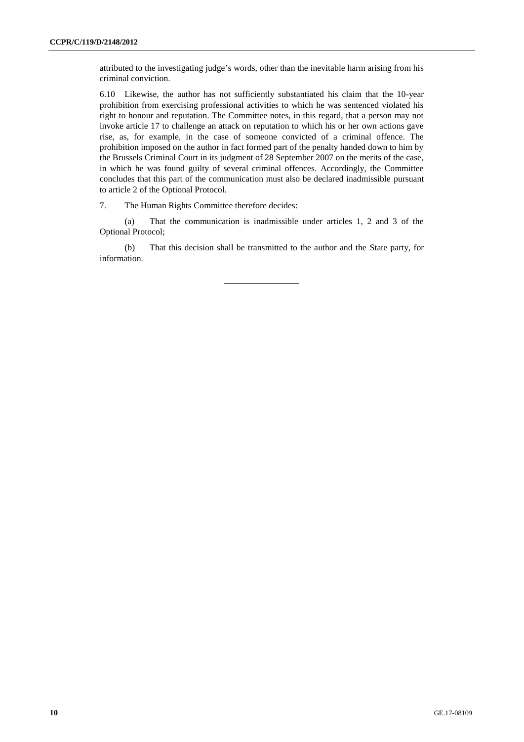attributed to the investigating judge's words, other than the inevitable harm arising from his criminal conviction.

6.10 Likewise, the author has not sufficiently substantiated his claim that the 10-year prohibition from exercising professional activities to which he was sentenced violated his right to honour and reputation. The Committee notes, in this regard, that a person may not invoke article 17 to challenge an attack on reputation to which his or her own actions gave rise, as, for example, in the case of someone convicted of a criminal offence. The prohibition imposed on the author in fact formed part of the penalty handed down to him by the Brussels Criminal Court in its judgment of 28 September 2007 on the merits of the case, in which he was found guilty of several criminal offences. Accordingly, the Committee concludes that this part of the communication must also be declared inadmissible pursuant to article 2 of the Optional Protocol.

7. The Human Rights Committee therefore decides:

(a) That the communication is inadmissible under articles 1, 2 and 3 of the Optional Protocol;

(b) That this decision shall be transmitted to the author and the State party, for information.